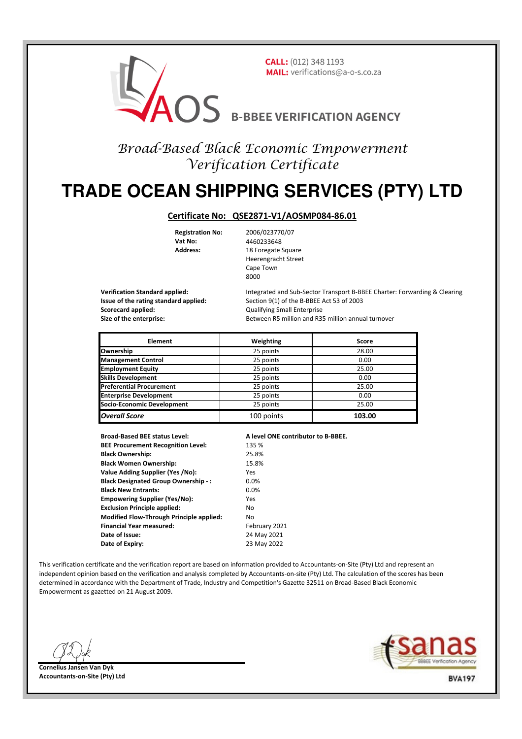**CALL:** (012) 348 1193
**MAIL:** verifications@a-o-s.co.za

AOS **B-BBEE VERIFICATION AGENCY**

*Broad-Based Black Economic Empowerment Verification Certificate*

# TRADE OCEAN SHIPPING SERVICES (PTY) LTD

**Certificate No: QSE2871-V1/AOSMP084-86.01**

**Registration No:** 2006/023770/07
**Vat No:** 4460233648
**Address:** 18 Foregate Square
Heerengracht Street
Cape Town
8000

**Verification Standard applied:** Integrated and Sub-Sector Transport B-BBEE Charter: Forwarding & Clearing
**Issue of the rating standard applied:** Section 9(1) of the B-BBEE Act 53 of 2003
**Scorecard applied:** Qualifying Small Enterprise
**Size of the enterprise:** Between R5 million and R35 million annual turnover

| Element | Weighting | Score |
|---|---|---|
| **Ownership** | 25 points | 28.00 |
| **Management Control** | 25 points | 0.00 |
| **Employment Equity** | 25 points | 25.00 |
| **Skills Development** | 25 points | 0.00 |
| **Preferential Procurement** | 25 points | 25.00 |
| **Enterprise Development** | 25 points | 0.00 |
| **Socio-Economic Development** | 25 points | 25.00 |
| ***Overall Score*** | 100 points | **103.00** |

**Broad-Based BEE status Level:** **A level ONE contributor to B-BBEE.**
**BEE Procurement Recognition Level:** 135 %
**Black Ownership:** 25.8%
**Black Women Ownership:** 15.8%
**Value Adding Supplier (Yes /No):** Yes
**Black Designated Group Ownership - :** 0.0%
**Black New Entrants:** 0.0%
**Empowering Supplier (Yes/No):** Yes
**Exclusion Principle applied:** No
**Modified Flow-Through Principle applied:** No
**Financial Year measured:** February 2021
**Date of Issue:** 24 May 2021
**Date of Expiry:** 23 May 2022

This verification certificate and the verification report are based on information provided to Accountants-on-Site (Pty) Ltd and represent an independent opinion based on the verification and analysis completed by Accountants-on-site (Pty) Ltd. The calculation of the scores has been determined in accordance with the Department of Trade, Industry and Competition's Gazette 32511 on Broad-Based Black Economic Empowerment as gazetted on 21 August 2009.

**Cornelius Jansen Van Dyk**
**Accountants-on-Site (Pty) Ltd**

sanas BBBEE Verification Agency
**BVA197**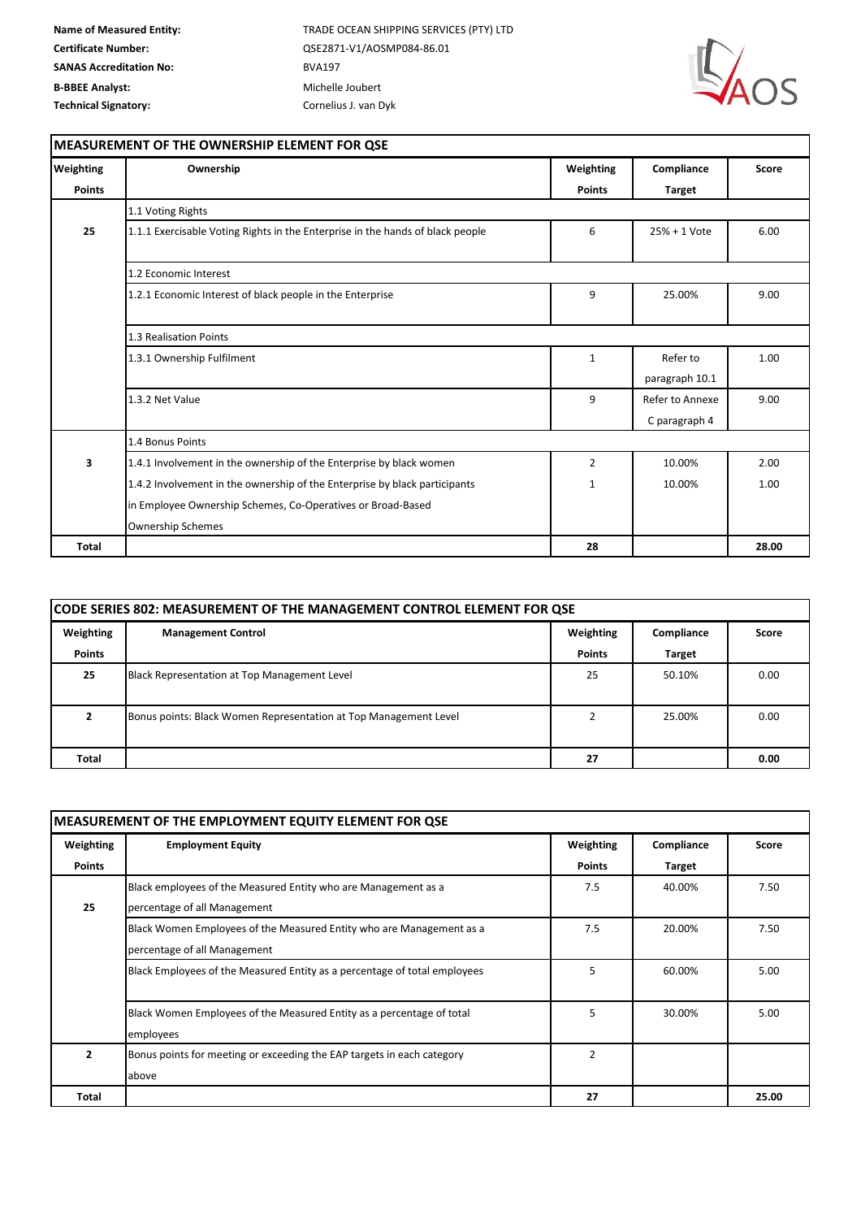**Name of Measured Entity:** TRADE OCEAN SHIPPING SERVICES (PTY) LTD
**Certificate Number:** QSE2871-V1/AOSMP084-86.01
**SANAS Accreditation No:** BVA197
**B-BBEE Analyst:** Michelle Joubert
**Technical Signatory:** Cornelius J. van Dyk

## MEASUREMENT OF THE OWNERSHIP ELEMENT FOR QSE

| Weighting Points | Ownership | Weighting Points | Compliance Target | Score |
|---|---|---|---|---|
| 25 | 1.1 Voting Rights | | | |
| | 1.1.1 Exercisable Voting Rights in the Enterprise in the hands of black people | 6 | 25% + 1 Vote | 6.00 |
| | 1.2 Economic Interest | | | |
| | 1.2.1 Economic Interest of black people in the Enterprise | 9 | 25.00% | 9.00 |
| | 1.3 Realisation Points | | | |
| | 1.3.1 Ownership Fulfilment | 1 | Refer to paragraph 10.1 | 1.00 |
| | 1.3.2 Net Value | 9 | Refer to Annexe C paragraph 4 | 9.00 |
| 3 | 1.4 Bonus Points | | | |
| | 1.4.1 Involvement in the ownership of the Enterprise by black women | 2 | 10.00% | 2.00 |
| | 1.4.2 Involvement in the ownership of the Enterprise by black participants in Employee Ownership Schemes, Co-Operatives or Broad-Based Ownership Schemes | 1 | 10.00% | 1.00 |
| **Total** | | **28** | | **28.00** |

## CODE SERIES 802: MEASUREMENT OF THE MANAGEMENT CONTROL ELEMENT FOR QSE

| Weighting Points | Management Control | Weighting Points | Compliance Target | Score |
|---|---|---|---|---|
| 25 | Black Representation at Top Management Level | 25 | 50.10% | 0.00 |
| 2 | Bonus points: Black Women Representation at Top Management Level | 2 | 25.00% | 0.00 |
| **Total** | | **27** | | **0.00** |

## MEASUREMENT OF THE EMPLOYMENT EQUITY ELEMENT FOR QSE

| Weighting Points | Employment Equity | Weighting Points | Compliance Target | Score |
|---|---|---|---|---|
| 25 | Black employees of the Measured Entity who are Management as a percentage of all Management | 7.5 | 40.00% | 7.50 |
| | Black Women Employees of the Measured Entity who are Management as a percentage of all Management | 7.5 | 20.00% | 7.50 |
| | Black Employees of the Measured Entity as a percentage of total employees | 5 | 60.00% | 5.00 |
| | Black Women Employees of the Measured Entity as a percentage of total employees | 5 | 30.00% | 5.00 |
| 2 | Bonus points for meeting or exceeding the EAP targets in each category above | 2 | | |
| **Total** | | **27** | | **25.00** |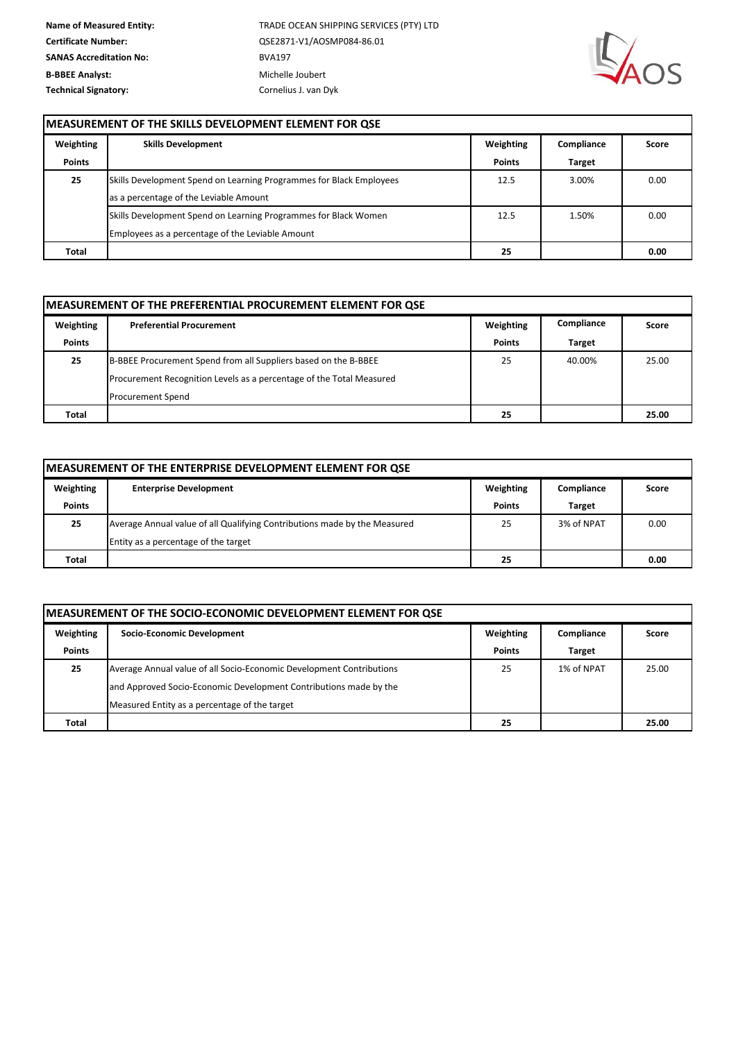| | |
|---|---|
| **Name of Measured Entity:** | TRADE OCEAN SHIPPING SERVICES (PTY) LTD |
| **Certificate Number:** | QSE2871-V1/AOSMP084-86.01 |
| **SANAS Accreditation No:** | BVA197 |
| **B-BBEE Analyst:** | Michelle Joubert |
| **Technical Signatory:** | Cornelius J. van Dyk |

## MEASUREMENT OF THE SKILLS DEVELOPMENT ELEMENT FOR QSE

| Weighting Points | Skills Development | Weighting Points | Compliance Target | Score |
|---|---|---|---|---|
| 25 | Skills Development Spend on Learning Programmes for Black Employees as a percentage of the Leviable Amount | 12.5 | 3.00% | 0.00 |
| | Skills Development Spend on Learning Programmes for Black Women Employees as a percentage of the Leviable Amount | 12.5 | 1.50% | 0.00 |
| **Total** | | **25** | | **0.00** |

## MEASUREMENT OF THE PREFERENTIAL PROCUREMENT ELEMENT FOR QSE

| Weighting Points | Preferential Procurement | Weighting Points | Compliance Target | Score |
|---|---|---|---|---|
| 25 | B-BBEE Procurement Spend from all Suppliers based on the B-BBEE Procurement Recognition Levels as a percentage of the Total Measured Procurement Spend | 25 | 40.00% | 25.00 |
| **Total** | | **25** | | **25.00** |

## MEASUREMENT OF THE ENTERPRISE DEVELOPMENT ELEMENT FOR QSE

| Weighting Points | Enterprise Development | Weighting Points | Compliance Target | Score |
|---|---|---|---|---|
| 25 | Average Annual value of all Qualifying Contributions made by the Measured Entity as a percentage of the target | 25 | 3% of NPAT | 0.00 |
| **Total** | | **25** | | **0.00** |

## MEASUREMENT OF THE SOCIO-ECONOMIC DEVELOPMENT ELEMENT FOR QSE

| Weighting Points | Socio-Economic Development | Weighting Points | Compliance Target | Score |
|---|---|---|---|---|
| 25 | Average Annual value of all Socio-Economic Development Contributions and Approved Socio-Economic Development Contributions made by the Measured Entity as a percentage of the target | 25 | 1% of NPAT | 25.00 |
| **Total** | | **25** | | **25.00** |